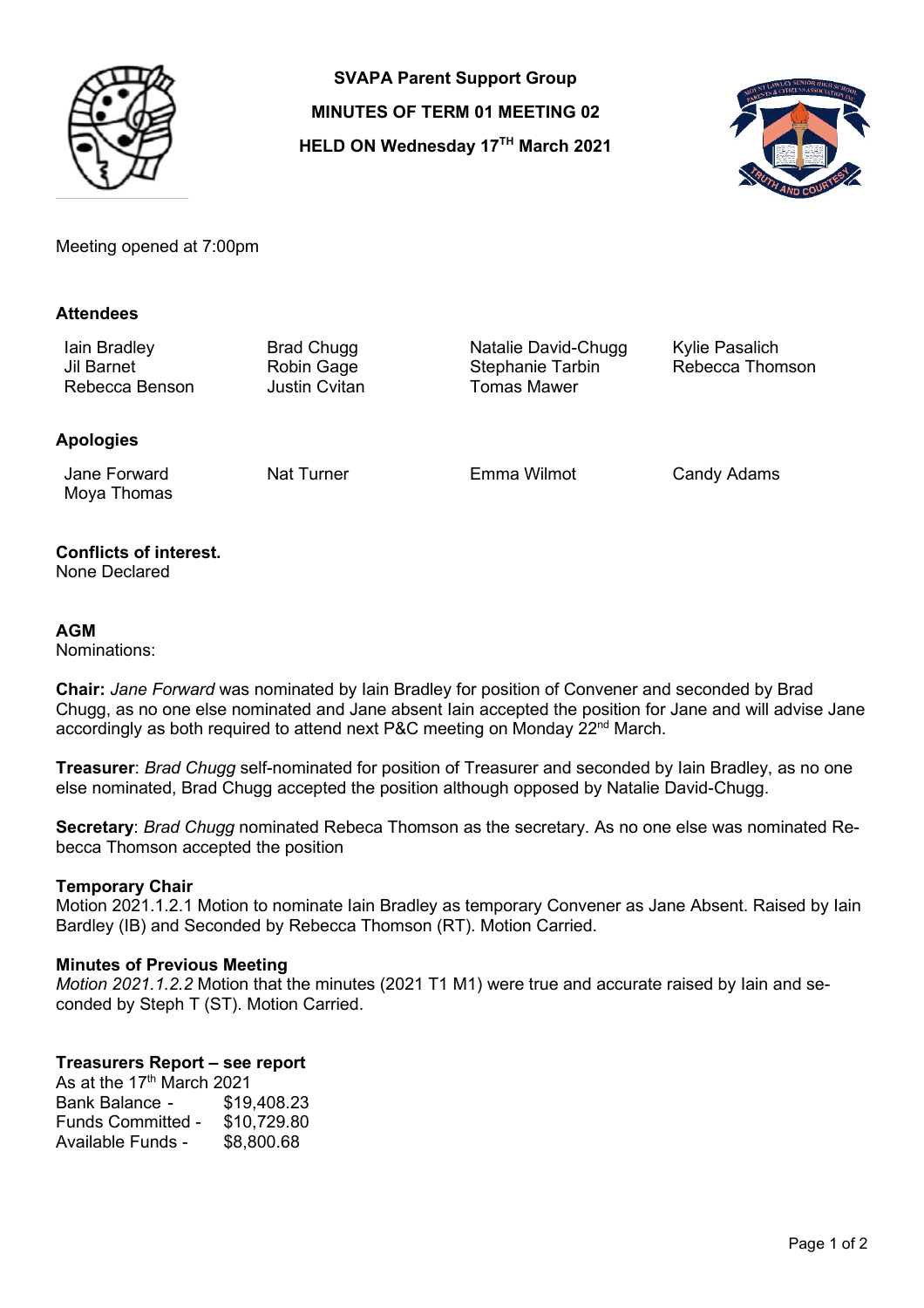**SVAPA Parent Support Group**

**MINUTES OF TERM 01 MEETING 02**

**HELD ON Wednesday 17TH March 2021**

Meeting opened at 7:00pm

**Attendees**

| | | | |
|---|---|---|---|
| Iain Bradley | Brad Chugg | Natalie David-Chugg | Kylie Pasalich |
| Jil Barnet | Robin Gage | Stephanie Tarbin | Rebecca Thomson |
| Rebecca Benson | Justin Cvitan | Tomas Mawer | |

**Apologies**

| | | | |
|---|---|---|---|
| Jane Forward | Nat Turner | Emma Wilmot | Candy Adams |
| Moya Thomas | | | |

**Conflicts of interest.**
None Declared

**AGM**
Nominations:

**Chair:** *Jane Forward* was nominated by Iain Bradley for position of Convener and seconded by Brad Chugg, as no one else nominated and Jane absent Iain accepted the position for Jane and will advise Jane accordingly as both required to attend next P&C meeting on Monday 22nd March.

**Treasurer**: *Brad Chugg* self-nominated for position of Treasurer and seconded by Iain Bradley, as no one else nominated, Brad Chugg accepted the position although opposed by Natalie David-Chugg.

**Secretary**: *Brad Chugg* nominated Rebeca Thomson as the secretary. As no one else was nominated Rebecca Thomson accepted the position

**Temporary Chair**
Motion 2021.1.2.1 Motion to nominate Iain Bradley as temporary Convener as Jane Absent. Raised by Iain Bardley (IB) and Seconded by Rebecca Thomson (RT). Motion Carried.

**Minutes of Previous Meeting**
*Motion 2021.1.2.2* Motion that the minutes (2021 T1 M1) were true and accurate raised by Iain and seconded by Steph T (ST). Motion Carried.

**Treasurers Report – see report**
As at the 17th March 2021

| | |
|---|---|
| Bank Balance - | $19,408.23 |
| Funds Committed - | $10,729.80 |
| Available Funds - | $8,800.68 |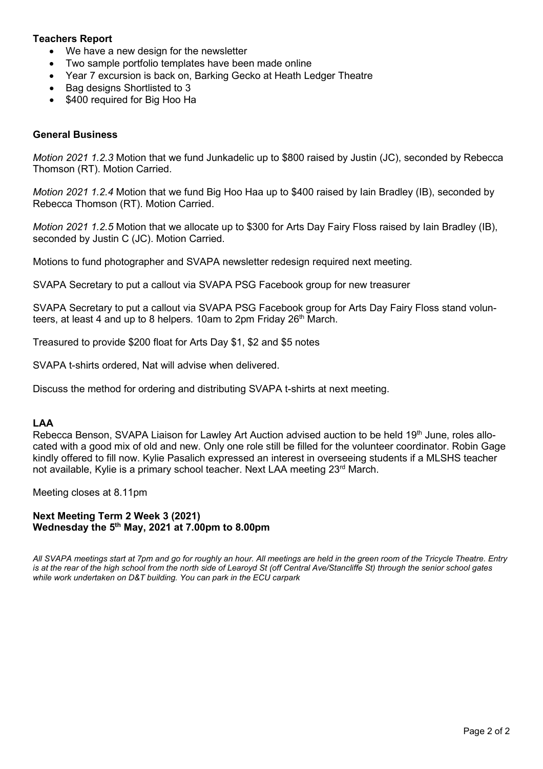**Teachers Report**

- We have a new design for the newsletter
- Two sample portfolio templates have been made online
- Year 7 excursion is back on, Barking Gecko at Heath Ledger Theatre
- Bag designs Shortlisted to 3
- $400 required for Big Hoo Ha

**General Business**

*Motion 2021 1.2.3* Motion that we fund Junkadelic up to $800 raised by Justin (JC), seconded by Rebecca Thomson (RT). Motion Carried.

*Motion 2021 1.2.4* Motion that we fund Big Hoo Haa up to $400 raised by Iain Bradley (IB), seconded by Rebecca Thomson (RT). Motion Carried.

*Motion 2021 1.2.5* Motion that we allocate up to $300 for Arts Day Fairy Floss raised by Iain Bradley (IB), seconded by Justin C (JC). Motion Carried.

Motions to fund photographer and SVAPA newsletter redesign required next meeting.

SVAPA Secretary to put a callout via SVAPA PSG Facebook group for new treasurer

SVAPA Secretary to put a callout via SVAPA PSG Facebook group for Arts Day Fairy Floss stand volunteers, at least 4 and up to 8 helpers. 10am to 2pm Friday 26th March.

Treasured to provide $200 float for Arts Day $1, $2 and $5 notes

SVAPA t-shirts ordered, Nat will advise when delivered.

Discuss the method for ordering and distributing SVAPA t-shirts at next meeting.

**LAA**

Rebecca Benson, SVAPA Liaison for Lawley Art Auction advised auction to be held 19th June, roles allocated with a good mix of old and new. Only one role still be filled for the volunteer coordinator. Robin Gage kindly offered to fill now. Kylie Pasalich expressed an interest in overseeing students if a MLSHS teacher not available, Kylie is a primary school teacher. Next LAA meeting 23rd March.

Meeting closes at 8.11pm

**Next Meeting Term 2 Week 3 (2021)**
**Wednesday the 5th May, 2021 at 7.00pm to 8.00pm**

*All SVAPA meetings start at 7pm and go for roughly an hour. All meetings are held in the green room of the Tricycle Theatre. Entry is at the rear of the high school from the north side of Learoyd St (off Central Ave/Stancliffe St) through the senior school gates while work undertaken on D&T building. You can park in the ECU carpark*